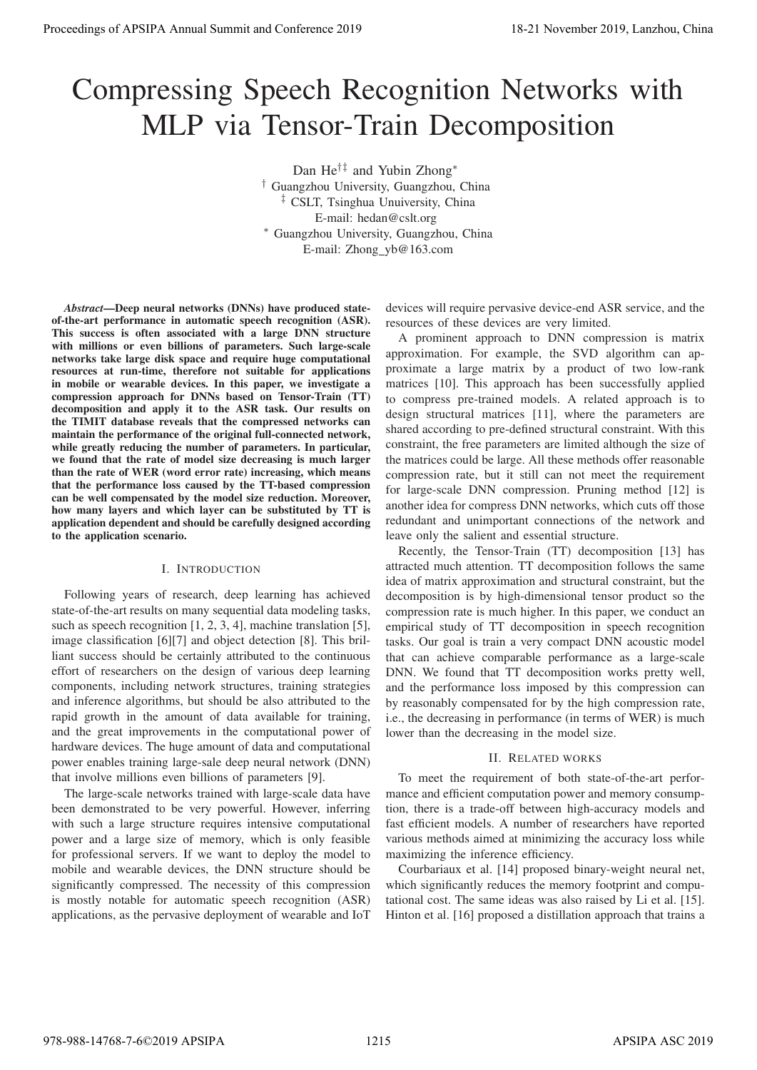# Compressing Speech Recognition Networks with MLP via Tensor-Train Decomposition

Dan He[†‡] and Yubin Zhong[*]

[†] Guangzhou University, Guangzhou, China

[‡] CSLT, Tsinghua Unuiversity, China

E-mail: hedan@cslt.org

[*] Guangzhou University, Guangzhou, China

E-mail: Zhong_yb@163.com

***Abstract*—Deep neural networks (DNNs) have produced state-of-the-art performance in automatic speech recognition (ASR). This success is often associated with a large DNN structure with millions or even billions of parameters. Such large-scale networks take large disk space and require huge computational resources at run-time, therefore not suitable for applications in mobile or wearable devices. In this paper, we investigate a compression approach for DNNs based on Tensor-Train (TT) decomposition and apply it to the ASR task. Our results on the TIMIT database reveals that the compressed networks can maintain the performance of the original full-connected network, while greatly reducing the number of parameters. In particular, we found that the rate of model size decreasing is much larger than the rate of WER (word error rate) increasing, which means that the performance loss caused by the TT-based compression can be well compensated by the model size reduction. Moreover, how many layers and which layer can be substituted by TT is application dependent and should be carefully designed according to the application scenario.**

## I. Introduction

Following years of research, deep learning has achieved state-of-the-art results on many sequential data modeling tasks, such as speech recognition [1, 2, 3, 4], machine translation [5], image classification [6][7] and object detection [8]. This brilliant success should be certainly attributed to the continuous effort of researchers on the design of various deep learning components, including network structures, training strategies and inference algorithms, but should be also attributed to the rapid growth in the amount of data available for training, and the great improvements in the computational power of hardware devices. The huge amount of data and computational power enables training large-sale deep neural network (DNN) that involve millions even billions of parameters [9].

The large-scale networks trained with large-scale data have been demonstrated to be very powerful. However, inferring with such a large structure requires intensive computational power and a large size of memory, which is only feasible for professional servers. If we want to deploy the model to mobile and wearable devices, the DNN structure should be significantly compressed. The necessity of this compression is mostly notable for automatic speech recognition (ASR) applications, as the pervasive deployment of wearable and IoT devices will require pervasive device-end ASR service, and the resources of these devices are very limited.

A prominent approach to DNN compression is matrix approximation. For example, the SVD algorithm can approximate a large matrix by a product of two low-rank matrices [10]. This approach has been successfully applied to compress pre-trained models. A related approach is to design structural matrices [11], where the parameters are shared according to pre-defined structural constraint. With this constraint, the free parameters are limited although the size of the matrices could be large. All these methods offer reasonable compression rate, but it still can not meet the requirement for large-scale DNN compression. Pruning method [12] is another idea for compress DNN networks, which cuts off those redundant and unimportant connections of the network and leave only the salient and essential structure.

Recently, the Tensor-Train (TT) decomposition [13] has attracted much attention. TT decomposition follows the same idea of matrix approximation and structural constraint, but the decomposition is by high-dimensional tensor product so the compression rate is much higher. In this paper, we conduct an empirical study of TT decomposition in speech recognition tasks. Our goal is train a very compact DNN acoustic model that can achieve comparable performance as a large-scale DNN. We found that TT decomposition works pretty well, and the performance loss imposed by this compression can by reasonably compensated for by the high compression rate, i.e., the decreasing in performance (in terms of WER) is much lower than the decreasing in the model size.

## II. Related works

To meet the requirement of both state-of-the-art performance and efficient computation power and memory consumption, there is a trade-off between high-accuracy models and fast efficient models. A number of researchers have reported various methods aimed at minimizing the accuracy loss while maximizing the inference efficiency.

Courbariaux et al. [14] proposed binary-weight neural net, which significantly reduces the memory footprint and computational cost. The same ideas was also raised by Li et al. [15]. Hinton et al. [16] proposed a distillation approach that trains a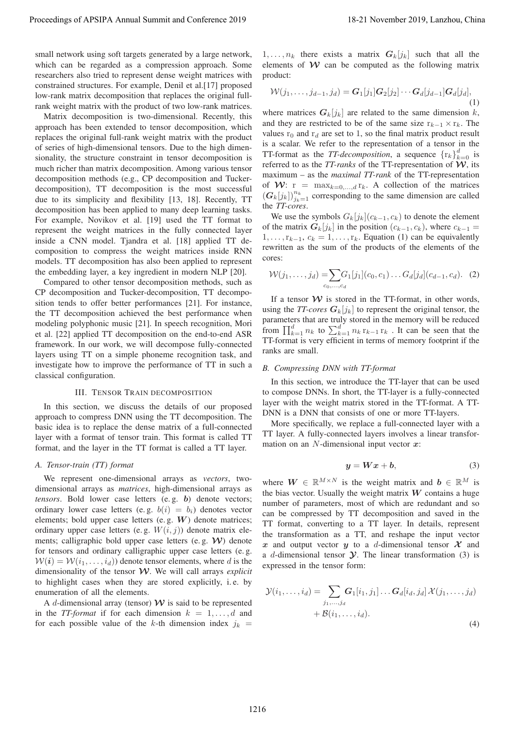small network using soft targets generated by a large network, which can be regarded as a compression approach. Some researchers also tried to represent dense weight matrices with constrained structures. For example, Denil et al.[17] proposed low-rank matrix decomposition that replaces the original full-rank weight matrix with the product of two low-rank matrices.

Matrix decomposition is two-dimensional. Recently, this approach has been extended to tensor decomposition, which replaces the original full-rank weight matrix with the product of series of high-dimensional tensors. Due to the high dimensionality, the structure constraint in tensor decomposition is much richer than matrix decomposition. Among various tensor decomposition methods (e.g., CP decomposition and Tucker-decomposition), TT decomposition is the most successful due to its simplicity and flexibility [13, 18]. Recently, TT decomposition has been applied to many deep learning tasks. For example, Novikov et al. [19] used the TT format to represent the weight matrices in the fully connected layer inside a CNN model. Tjandra et al. [18] applied TT decomposition to compress the weight matrices inside RNN models. TT decomposition has also been applied to represent the embedding layer, a key ingredient in modern NLP [20].

Compared to other tensor decomposition methods, such as CP decomposition and Tucker-decomposition, TT decomposition tends to offer better performances [21]. For instance, the TT decomposition achieved the best performance when modeling polyphonic music [21]. In speech recognition, Mori et al. [22] applied TT decomposition on the end-to-end ASR framework. In our work, we will decompose fully-connected layers using TT on a simple phoneme recognition task, and investigate how to improve the performance of TT in such a classical configuration.

## III. Tensor Train decomposition

In this section, we discuss the details of our proposed approach to compress DNN using the TT decomposition. The basic idea is to replace the dense matrix of a full-connected layer with a format of tensor train. This format is called TT format, and the layer in the TT format is called a TT layer.

### A. Tensor-train (TT) format

We represent one-dimensional arrays as *vectors*, two-dimensional arrays as *matrices*, high-dimensional arrays as *tensors*. Bold lower case letters (e. g. $\boldsymbol{b}$) denote vectors; ordinary lower case letters (e. g. $b(i) = b_i$) denotes vector elements; bold upper case letters (e. g. $\boldsymbol{W}$) denote matrices; ordinary upper case letters (e. g. $W(i, j)$) denote matrix elements; calligraphic bold upper case letters (e. g. $\boldsymbol{\mathcal{W}}$) denote for tensors and ordinary calligraphic upper case letters (e. g. $\mathcal{W}(\boldsymbol{i}) = \mathcal{W}(i_1, \ldots, i_d)$) denote tensor elements, where $d$ is the dimensionality of the tensor $\boldsymbol{\mathcal{W}}$. We will call arrays *explicit* to highlight cases when they are stored explicitly, i. e. by enumeration of all the elements.

A $d$-dimensional array (tensor) $\boldsymbol{\mathcal{W}}$ is said to be represented in the *TT-format* if for each dimension $k = 1, \ldots, d$ and for each possible value of the $k$-th dimension index $j_k = 1, \ldots, n_k$ there exists a matrix $\boldsymbol{G}_k[j_k]$ such that all the elements of $\boldsymbol{\mathcal{W}}$ can be computed as the following matrix product:

$$\mathcal{W}(j_1, \ldots, j_{d-1}, j_d) = \boldsymbol{G}_1[j_1]\boldsymbol{G}_2[j_2] \cdots \boldsymbol{G}_d[j_{d-1}]\boldsymbol{G}_d[j_d], \tag{1}$$

where matrices $\boldsymbol{G}_k[j_k]$ are related to the same dimension $k$, and they are restricted to be of the same size $\mathrm{r}_{k-1} \times \mathrm{r}_k$. The values $\mathrm{r}_0$ and $\mathrm{r}_d$ are set to 1, so the final matrix product result is a scalar. We refer to the representation of a tensor in the TT-format as the *TT-decomposition*, a sequence $\{\mathrm{r}_k\}_{k=0}^{d}$ is referred to as the *TT-ranks* of the TT-representation of $\boldsymbol{\mathcal{W}}$, its maximum – as the *maximal TT-rank* of the TT-representation of $\boldsymbol{\mathcal{W}}$: $\mathrm{r} = \max_{k=0,\ldots,d} \mathrm{r}_k$. A collection of the matrices $(\boldsymbol{G}_k[j_k])_{j_k=1}^{n_k}$ corresponding to the same dimension are called the *TT-cores*.

We use the symbols $G_k[j_k](c_{k-1}, c_k)$ to denote the element of the matrix $\boldsymbol{G}_k[j_k]$ in the position $(c_{k-1}, c_k)$, where $c_{k-1} = 1, \ldots, \mathrm{r}_{k-1}$, $c_k = 1, \ldots, \mathrm{r}_k$. Equation (1) can be equivalently rewritten as the sum of the products of the elements of the cores:

$$\mathcal{W}(j_1, \ldots, j_d) = \sum_{c_0,\ldots,c_d} G_1[j_1](c_0, c_1) \ldots G_d[j_d](c_{d-1}, c_d). \tag{2}$$

If a tensor $\boldsymbol{\mathcal{W}}$ is stored in the TT-format, in other words, using the *TT-cores* $\boldsymbol{G}_k[j_k]$ to represent the original tensor, the parameters that are truly stored in the memory will be reduced from $\prod_{k=1}^{d} n_k$ to $\sum_{k=1}^{d} n_k \, \mathrm{r}_{k-1} \, \mathrm{r}_k$ . It can be seen that the TT-format is very efficient in terms of memory footprint if the ranks are small.

### B. Compressing DNN with TT-format

In this section, we introduce the TT-layer that can be used to compose DNNs. In short, the TT-layer is a fully-connected layer with the weight matrix stored in the TT-format. A TT-DNN is a DNN that consists of one or more TT-layers.

More specifically, we replace a full-connected layer with a TT layer. A fully-connected layers involves a linear transformation on an $N$-dimensional input vector $\boldsymbol{x}$:

$$\boldsymbol{y} = \boldsymbol{W}\boldsymbol{x} + \boldsymbol{b}, \tag{3}$$

where $\boldsymbol{W} \in \mathbb{R}^{M \times N}$ is the weight matrix and $\boldsymbol{b} \in \mathbb{R}^{M}$ is the bias vector. Usually the weight matrix $\boldsymbol{W}$ contains a huge number of parameters, most of which are redundant and so can be compressed by TT decomposition and saved in the TT format, converting to a TT layer. In details, represent the transformation as a TT, and reshape the input vector $\boldsymbol{x}$ and output vector $\boldsymbol{y}$ to a $d$-dimensional tensor $\boldsymbol{\mathcal{X}}$ and a $d$-dimensional tensor $\boldsymbol{\mathcal{Y}}$. The linear transformation (3) is expressed in the tensor form:

$$\mathcal{Y}(i_1, \ldots, i_d) = \sum_{j_1,\ldots,j_d} \boldsymbol{G}_1[i_1, j_1] \ldots \boldsymbol{G}_d[i_d, j_d] \, \mathcal{X}(j_1, \ldots, j_d) + \mathcal{B}(i_1, \ldots, i_d). \tag{4}$$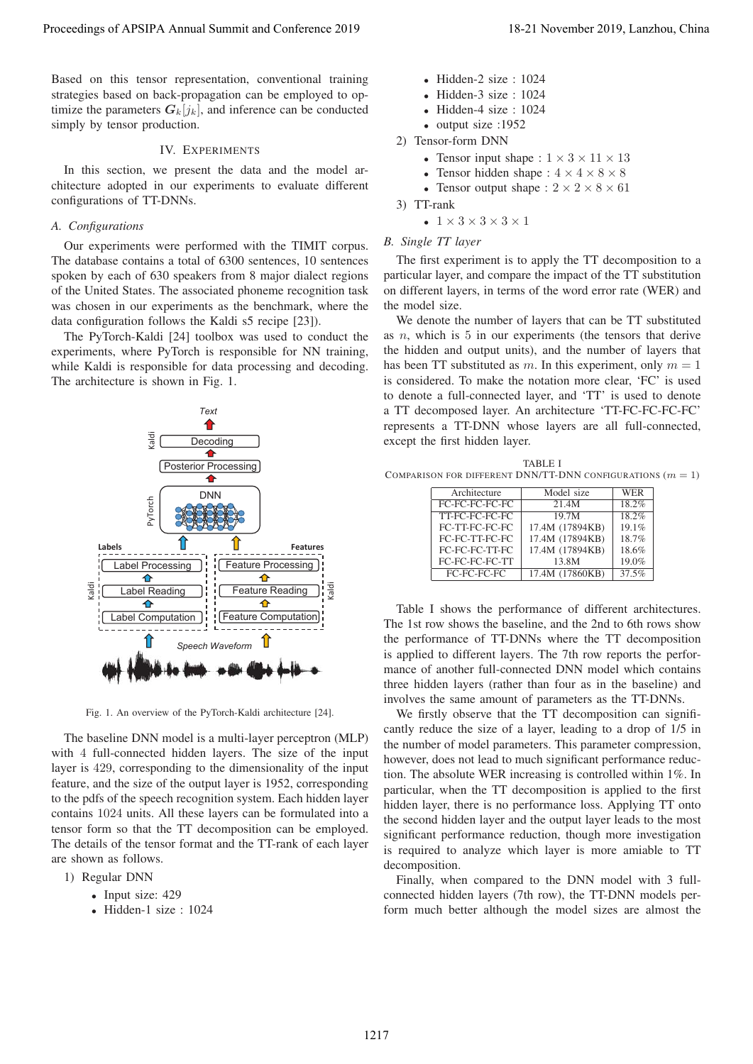Based on this tensor representation, conventional training strategies based on back-propagation can be employed to optimize the parameters $\boldsymbol{G}_k[j_k]$, and inference can be conducted simply by tensor production.

## IV. Experiments

In this section, we present the data and the model architecture adopted in our experiments to evaluate different configurations of TT-DNNs.

### A. Configurations

Our experiments were performed with the TIMIT corpus. The database contains a total of 6300 sentences, 10 sentences spoken by each of 630 speakers from 8 major dialect regions of the United States. The associated phoneme recognition task was chosen in our experiments as the benchmark, where the data configuration follows the Kaldi s5 recipe [23]).

The PyTorch-Kaldi [24] toolbox was used to conduct the experiments, where PyTorch is responsible for NN training, while Kaldi is responsible for data processing and decoding. The architecture is shown in Fig. 1.

Fig. 1. An overview of the PyTorch-Kaldi architecture [24].

The baseline DNN model is a multi-layer perceptron (MLP) with 4 full-connected hidden layers. The size of the input layer is 429, corresponding to the dimensionality of the input feature, and the size of the output layer is 1952, corresponding to the pdfs of the speech recognition system. Each hidden layer contains 1024 units. All these layers can be formulated into a tensor form so that the TT decomposition can be employed. The details of the tensor format and the TT-rank of each layer are shown as follows.

1) Regular DNN
   - Input size: 429
   - Hidden-1 size : 1024
   - Hidden-2 size : 1024
   - Hidden-3 size : 1024
   - Hidden-4 size : 1024
   - output size :1952
2) Tensor-form DNN
   - Tensor input shape : $1 \times 3 \times 11 \times 13$
   - Tensor hidden shape : $4 \times 4 \times 8 \times 8$
   - Tensor output shape : $2 \times 2 \times 8 \times 61$
3) TT-rank
   - $1 \times 3 \times 3 \times 3 \times 1$

### B. Single TT layer

The first experiment is to apply the TT decomposition to a particular layer, and compare the impact of the TT substitution on different layers, in terms of the word error rate (WER) and the model size.

We denote the number of layers that can be TT substituted as $n$, which is 5 in our experiments (the tensors that derive the hidden and output units), and the number of layers that has been TT substituted as $m$. In this experiment, only $m = 1$ is considered. To make the notation more clear, 'FC' is used to denote a full-connected layer, and 'TT' is used to denote a TT decomposed layer. An architecture 'TT-FC-FC-FC-FC' represents a TT-DNN whose layers are all full-connected, except the first hidden layer.

TABLE I
Comparison for different DNN/TT-DNN configurations ($m = 1$)

| Architecture | Model size | WER |
|---|---|---|
| FC-FC-FC-FC-FC | 21.4M | 18.2% |
| TT-FC-FC-FC-FC | 19.7M | 18.2% |
| FC-TT-FC-FC-FC | 17.4M (17894KB) | 19.1% |
| FC-FC-TT-FC-FC | 17.4M (17894KB) | 18.7% |
| FC-FC-FC-TT-FC | 17.4M (17894KB) | 18.6% |
| FC-FC-FC-FC-TT | 13.8M | 19.0% |
| FC-FC-FC-FC | 17.4M (17860KB) | 37.5% |

Table I shows the performance of different architectures. The 1st row shows the baseline, and the 2nd to 6th rows show the performance of TT-DNNs where the TT decomposition is applied to different layers. The 7th row reports the performance of another full-connected DNN model which contains three hidden layers (rather than four as in the baseline) and involves the same amount of parameters as the TT-DNNs.

We firstly observe that the TT decomposition can significantly reduce the size of a layer, leading to a drop of 1/5 in the number of model parameters. This parameter compression, however, does not lead to much significant performance reduction. The absolute WER increasing is controlled within 1%. In particular, when the TT decomposition is applied to the first hidden layer, there is no performance loss. Applying TT onto the second hidden layer and the output layer leads to the most significant performance reduction, though more investigation is required to analyze which layer is more amiable to TT decomposition.

Finally, when compared to the DNN model with 3 full-connected hidden layers (7th row), the TT-DNN models perform much better although the model sizes are almost the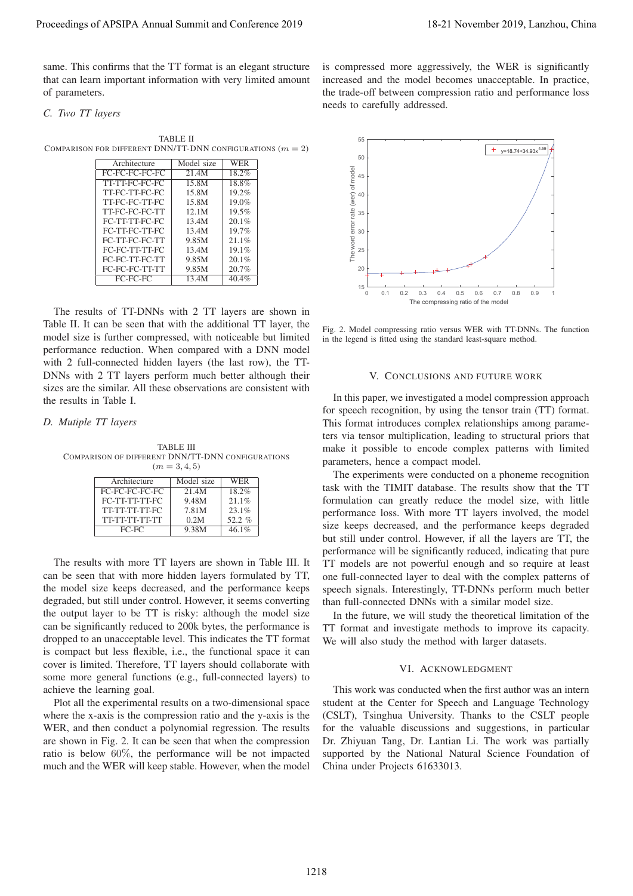same. This confirms that the TT format is an elegant structure that can learn important information with very limited amount of parameters.

### C. Two TT layers

TABLE II
COMPARISON FOR DIFFERENT DNN/TT-DNN CONFIGURATIONS ($m = 2$)

| Architecture | Model size | WER |
|---|---|---|
| FC-FC-FC-FC-FC | 21.4M | 18.2% |
| TT-TT-FC-FC-FC | 15.8M | 18.8% |
| TT-FC-TT-FC-FC | 15.8M | 19.2% |
| TT-FC-FC-TT-FC | 15.8M | 19.0% |
| TT-FC-FC-FC-TT | 12.1M | 19.5% |
| FC-TT-TT-FC-FC | 13.4M | 20.1% |
| FC-TT-FC-TT-FC | 13.4M | 19.7% |
| FC-TT-FC-FC-TT | 9.85M | 21.1% |
| FC-FC-TT-TT-FC | 13.4M | 19.1% |
| FC-FC-TT-FC-TT | 9.85M | 20.1% |
| FC-FC-FC-TT-TT | 9.85M | 20.7% |
| FC-FC-FC | 13.4M | 40.4% |

The results of TT-DNNs with 2 TT layers are shown in Table II. It can be seen that with the additional TT layer, the model size is further compressed, with noticeable but limited performance reduction. When compared with a DNN model with 2 full-connected hidden layers (the last row), the TT-DNNs with 2 TT layers perform much better although their sizes are the similar. All these observations are consistent with the results in Table I.

### D. Mutiple TT layers

TABLE III
COMPARISON OF DIFFERENT DNN/TT-DNN CONFIGURATIONS ($m = 3, 4, 5$)

| Architecture | Model size | WER |
|---|---|---|
| FC-FC-FC-FC-FC | 21.4M | 18.2% |
| FC-TT-TT-TT-FC | 9.48M | 21.1% |
| TT-TT-TT-TT-FC | 7.81M | 23.1% |
| TT-TT-TT-TT-TT | 0.2M | 52.2 % |
| FC-FC | 9.38M | 46.1% |

The results with more TT layers are shown in Table III. It can be seen that with more hidden layers formulated by TT, the model size keeps decreased, and the performance keeps degraded, but still under control. However, it seems converting the output layer to be TT is risky: although the model size can be significantly reduced to 200k bytes, the performance is dropped to an unacceptable level. This indicates the TT format is compact but less flexible, i.e., the functional space it can cover is limited. Therefore, TT layers should collaborate with some more general functions (e.g., full-connected layers) to achieve the learning goal.

Plot all the experimental results on a two-dimensional space where the x-axis is the compression ratio and the y-axis is the WER, and then conduct a polynomial regression. The results are shown in Fig. 2. It can be seen that when the compression ratio is below 60%, the performance will be not impacted much and the WER will keep stable. However, when the model is compressed more aggressively, the WER is significantly increased and the model becomes unacceptable. In practice, the trade-off between compression ratio and performance loss needs to carefully addressed.

Fig. 2. Model compressing ratio versus WER with TT-DNNs. The function in the legend is fitted using the standard least-square method.

## V. CONCLUSIONS AND FUTURE WORK

In this paper, we investigated a model compression approach for speech recognition, by using the tensor train (TT) format. This format introduces complex relationships among parameters via tensor multiplication, leading to structural priors that make it possible to encode complex patterns with limited parameters, hence a compact model.

The experiments were conducted on a phoneme recognition task with the TIMIT database. The results show that the TT formulation can greatly reduce the model size, with little performance loss. With more TT layers involved, the model size keeps decreased, and the performance keeps degraded but still under control. However, if all the layers are TT, the performance will be significantly reduced, indicating that pure TT models are not powerful enough and so require at least one full-connected layer to deal with the complex patterns of speech signals. Interestingly, TT-DNNs perform much better than full-connected DNNs with a similar model size.

In the future, we will study the theoretical limitation of the TT format and investigate methods to improve its capacity. We will also study the method with larger datasets.

## VI. ACKNOWLEDGMENT

This work was conducted when the first author was an intern student at the Center for Speech and Language Technology (CSLT), Tsinghua University. Thanks to the CSLT people for the valuable discussions and suggestions, in particular Dr. Zhiyuan Tang, Dr. Lantian Li. The work was partially supported by the National Natural Science Foundation of China under Projects 61633013.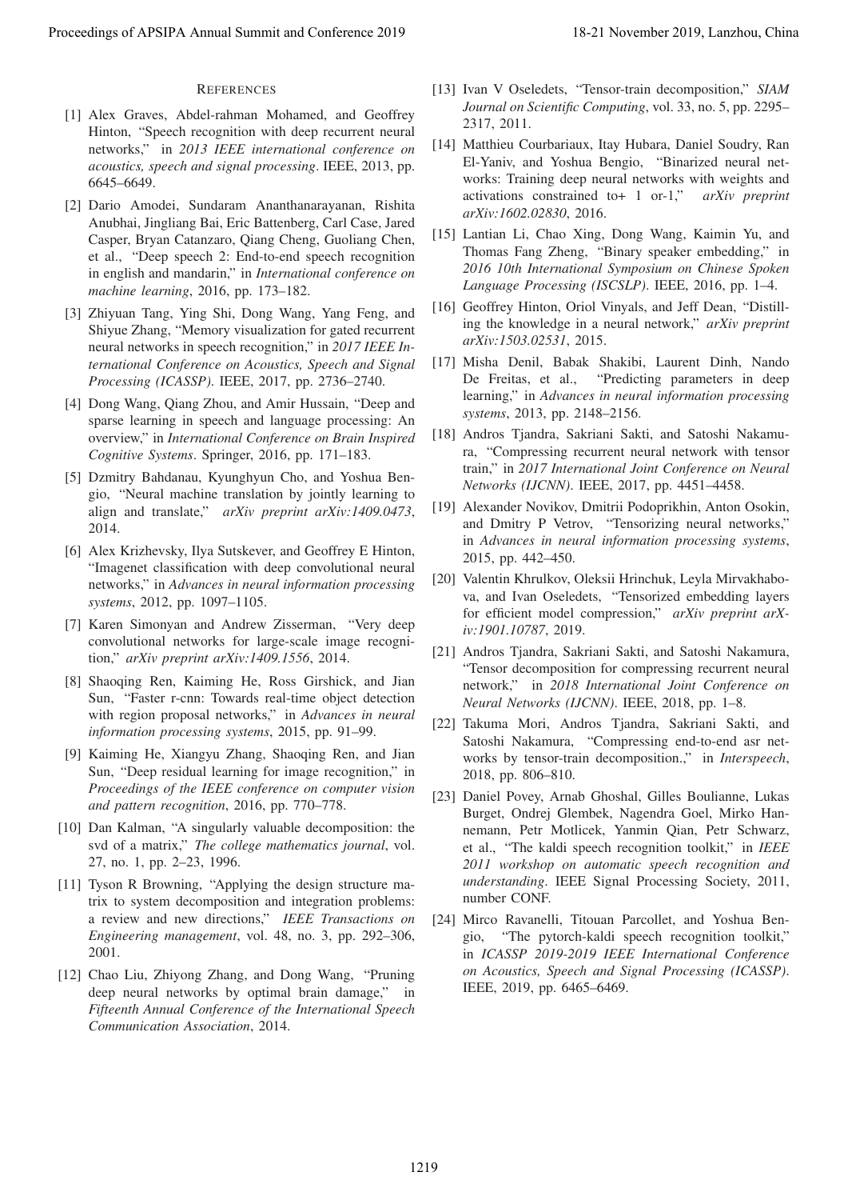## References

[1] Alex Graves, Abdel-rahman Mohamed, and Geoffrey Hinton, "Speech recognition with deep recurrent neural networks," in *2013 IEEE international conference on acoustics, speech and signal processing*. IEEE, 2013, pp. 6645–6649.

[2] Dario Amodei, Sundaram Ananthanarayanan, Rishita Anubhai, Jingliang Bai, Eric Battenberg, Carl Case, Jared Casper, Bryan Catanzaro, Qiang Cheng, Guoliang Chen, et al., "Deep speech 2: End-to-end speech recognition in english and mandarin," in *International conference on machine learning*, 2016, pp. 173–182.

[3] Zhiyuan Tang, Ying Shi, Dong Wang, Yang Feng, and Shiyue Zhang, "Memory visualization for gated recurrent neural networks in speech recognition," in *2017 IEEE International Conference on Acoustics, Speech and Signal Processing (ICASSP)*. IEEE, 2017, pp. 2736–2740.

[4] Dong Wang, Qiang Zhou, and Amir Hussain, "Deep and sparse learning in speech and language processing: An overview," in *International Conference on Brain Inspired Cognitive Systems*. Springer, 2016, pp. 171–183.

[5] Dzmitry Bahdanau, Kyunghyun Cho, and Yoshua Bengio, "Neural machine translation by jointly learning to align and translate," *arXiv preprint arXiv:1409.0473*, 2014.

[6] Alex Krizhevsky, Ilya Sutskever, and Geoffrey E Hinton, "Imagenet classification with deep convolutional neural networks," in *Advances in neural information processing systems*, 2012, pp. 1097–1105.

[7] Karen Simonyan and Andrew Zisserman, "Very deep convolutional networks for large-scale image recognition," *arXiv preprint arXiv:1409.1556*, 2014.

[8] Shaoqing Ren, Kaiming He, Ross Girshick, and Jian Sun, "Faster r-cnn: Towards real-time object detection with region proposal networks," in *Advances in neural information processing systems*, 2015, pp. 91–99.

[9] Kaiming He, Xiangyu Zhang, Shaoqing Ren, and Jian Sun, "Deep residual learning for image recognition," in *Proceedings of the IEEE conference on computer vision and pattern recognition*, 2016, pp. 770–778.

[10] Dan Kalman, "A singularly valuable decomposition: the svd of a matrix," *The college mathematics journal*, vol. 27, no. 1, pp. 2–23, 1996.

[11] Tyson R Browning, "Applying the design structure matrix to system decomposition and integration problems: a review and new directions," *IEEE Transactions on Engineering management*, vol. 48, no. 3, pp. 292–306, 2001.

[12] Chao Liu, Zhiyong Zhang, and Dong Wang, "Pruning deep neural networks by optimal brain damage," in *Fifteenth Annual Conference of the International Speech Communication Association*, 2014.

[13] Ivan V Oseledets, "Tensor-train decomposition," *SIAM Journal on Scientific Computing*, vol. 33, no. 5, pp. 2295–2317, 2011.

[14] Matthieu Courbariaux, Itay Hubara, Daniel Soudry, Ran El-Yaniv, and Yoshua Bengio, "Binarized neural networks: Training deep neural networks with weights and activations constrained to+ 1 or-1," *arXiv preprint arXiv:1602.02830*, 2016.

[15] Lantian Li, Chao Xing, Dong Wang, Kaimin Yu, and Thomas Fang Zheng, "Binary speaker embedding," in *2016 10th International Symposium on Chinese Spoken Language Processing (ISCSLP)*. IEEE, 2016, pp. 1–4.

[16] Geoffrey Hinton, Oriol Vinyals, and Jeff Dean, "Distilling the knowledge in a neural network," *arXiv preprint arXiv:1503.02531*, 2015.

[17] Misha Denil, Babak Shakibi, Laurent Dinh, Nando De Freitas, et al., "Predicting parameters in deep learning," in *Advances in neural information processing systems*, 2013, pp. 2148–2156.

[18] Andros Tjandra, Sakriani Sakti, and Satoshi Nakamura, "Compressing recurrent neural network with tensor train," in *2017 International Joint Conference on Neural Networks (IJCNN)*. IEEE, 2017, pp. 4451–4458.

[19] Alexander Novikov, Dmitrii Podoprikhin, Anton Osokin, and Dmitry P Vetrov, "Tensorizing neural networks," in *Advances in neural information processing systems*, 2015, pp. 442–450.

[20] Valentin Khrulkov, Oleksii Hrinchuk, Leyla Mirvakhabova, and Ivan Oseledets, "Tensorized embedding layers for efficient model compression," *arXiv preprint arXiv:1901.10787*, 2019.

[21] Andros Tjandra, Sakriani Sakti, and Satoshi Nakamura, "Tensor decomposition for compressing recurrent neural network," in *2018 International Joint Conference on Neural Networks (IJCNN)*. IEEE, 2018, pp. 1–8.

[22] Takuma Mori, Andros Tjandra, Sakriani Sakti, and Satoshi Nakamura, "Compressing end-to-end asr networks by tensor-train decomposition.," in *Interspeech*, 2018, pp. 806–810.

[23] Daniel Povey, Arnab Ghoshal, Gilles Boulianne, Lukas Burget, Ondrej Glembek, Nagendra Goel, Mirko Hannemann, Petr Motlicek, Yanmin Qian, Petr Schwarz, et al., "The kaldi speech recognition toolkit," in *IEEE 2011 workshop on automatic speech recognition and understanding*. IEEE Signal Processing Society, 2011, number CONF.

[24] Mirco Ravanelli, Titouan Parcollet, and Yoshua Bengio, "The pytorch-kaldi speech recognition toolkit," in *ICASSP 2019-2019 IEEE International Conference on Acoustics, Speech and Signal Processing (ICASSP)*. IEEE, 2019, pp. 6465–6469.